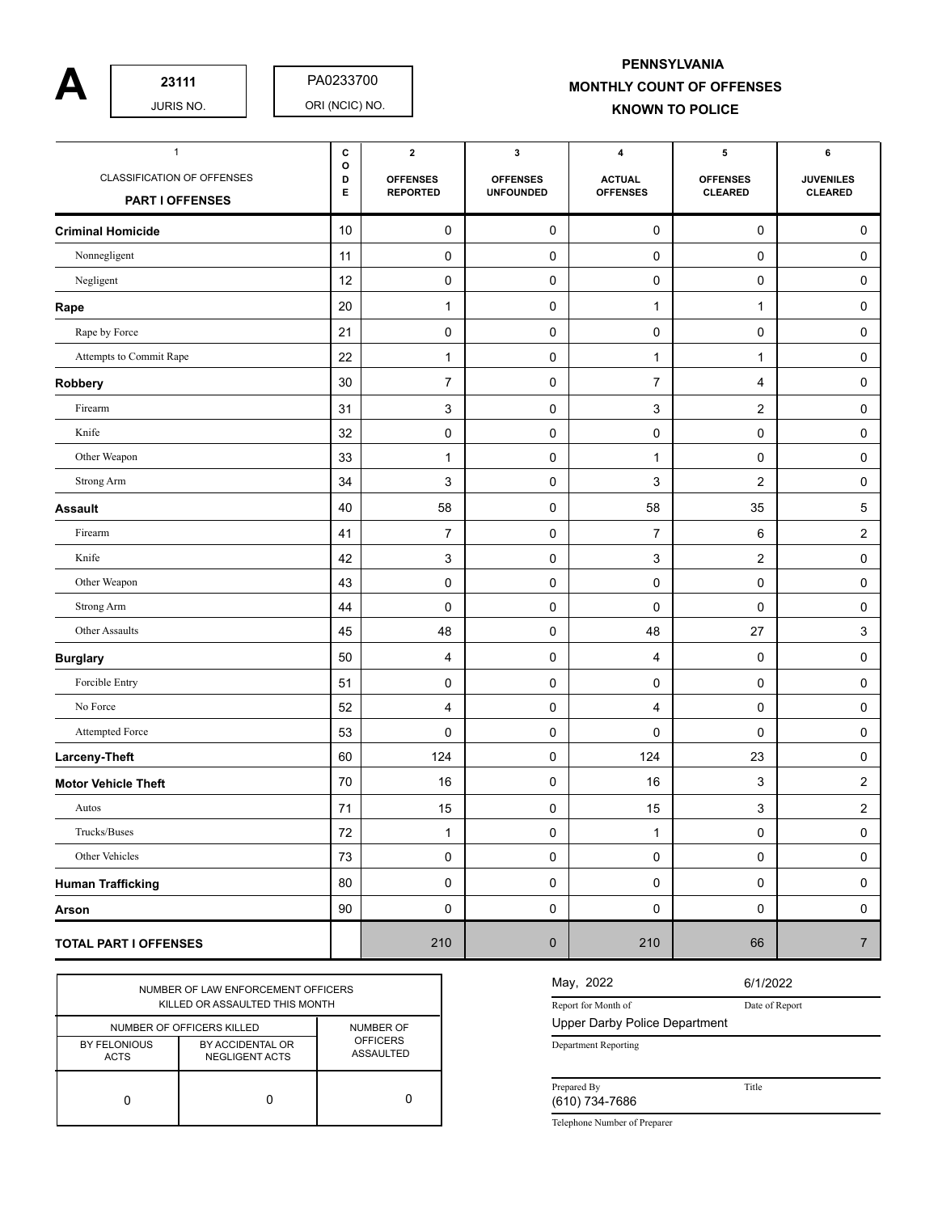**A**

| 23111 | PA0233700 |
|---|---|
| JURIS NO. | ORI (NCIC) NO. |

**PENNSYLVANIA**
**MONTHLY COUNT OF OFFENSES**
**KNOWN TO POLICE**

| 1<br>CLASSIFICATION OF OFFENSES<br>**PART I OFFENSES** | CODE | 2<br>OFFENSES REPORTED | 3<br>OFFENSES UNFOUNDED | 4<br>ACTUAL OFFENSES | 5<br>OFFENSES CLEARED | 6<br>JUVENILES CLEARED |
|---|---|---|---|---|---|---|
| **Criminal Homicide** | 10 | 0 | 0 | 0 | 0 | 0 |
| Nonnegligent | 11 | 0 | 0 | 0 | 0 | 0 |
| Negligent | 12 | 0 | 0 | 0 | 0 | 0 |
| **Rape** | 20 | 1 | 0 | 1 | 1 | 0 |
| Rape by Force | 21 | 0 | 0 | 0 | 0 | 0 |
| Attempts to Commit Rape | 22 | 1 | 0 | 1 | 1 | 0 |
| **Robbery** | 30 | 7 | 0 | 7 | 4 | 0 |
| Firearm | 31 | 3 | 0 | 3 | 2 | 0 |
| Knife | 32 | 0 | 0 | 0 | 0 | 0 |
| Other Weapon | 33 | 1 | 0 | 1 | 0 | 0 |
| Strong Arm | 34 | 3 | 0 | 3 | 2 | 0 |
| **Assault** | 40 | 58 | 0 | 58 | 35 | 5 |
| Firearm | 41 | 7 | 0 | 7 | 6 | 2 |
| Knife | 42 | 3 | 0 | 3 | 2 | 0 |
| Other Weapon | 43 | 0 | 0 | 0 | 0 | 0 |
| Strong Arm | 44 | 0 | 0 | 0 | 0 | 0 |
| Other Assaults | 45 | 48 | 0 | 48 | 27 | 3 |
| **Burglary** | 50 | 4 | 0 | 4 | 0 | 0 |
| Forcible Entry | 51 | 0 | 0 | 0 | 0 | 0 |
| No Force | 52 | 4 | 0 | 4 | 0 | 0 |
| Attempted Force | 53 | 0 | 0 | 0 | 0 | 0 |
| **Larceny-Theft** | 60 | 124 | 0 | 124 | 23 | 0 |
| **Motor Vehicle Theft** | 70 | 16 | 0 | 16 | 3 | 2 |
| Autos | 71 | 15 | 0 | 15 | 3 | 2 |
| Trucks/Buses | 72 | 1 | 0 | 1 | 0 | 0 |
| Other Vehicles | 73 | 0 | 0 | 0 | 0 | 0 |
| **Human Trafficking** | 80 | 0 | 0 | 0 | 0 | 0 |
| **Arson** | 90 | 0 | 0 | 0 | 0 | 0 |
| **TOTAL PART I OFFENSES** | | 210 | 0 | 210 | 66 | 7 |

| NUMBER OF LAW ENFORCEMENT OFFICERS KILLED OR ASSAULTED THIS MONTH | | |
|---|---|---|
| NUMBER OF OFFICERS KILLED | | NUMBER OF OFFICERS ASSAULTED |
| BY FELONIOUS ACTS | BY ACCIDENTAL OR NEGLIGENT ACTS | |
| 0 | 0 | 0 |

| May, 2022 | 6/1/2022 |
|---|---|
| Report for Month of | Date of Report |

Upper Darby Police Department
Department Reporting

| Prepared By | Title |
|---|---|

(610) 734-7686
Telephone Number of Preparer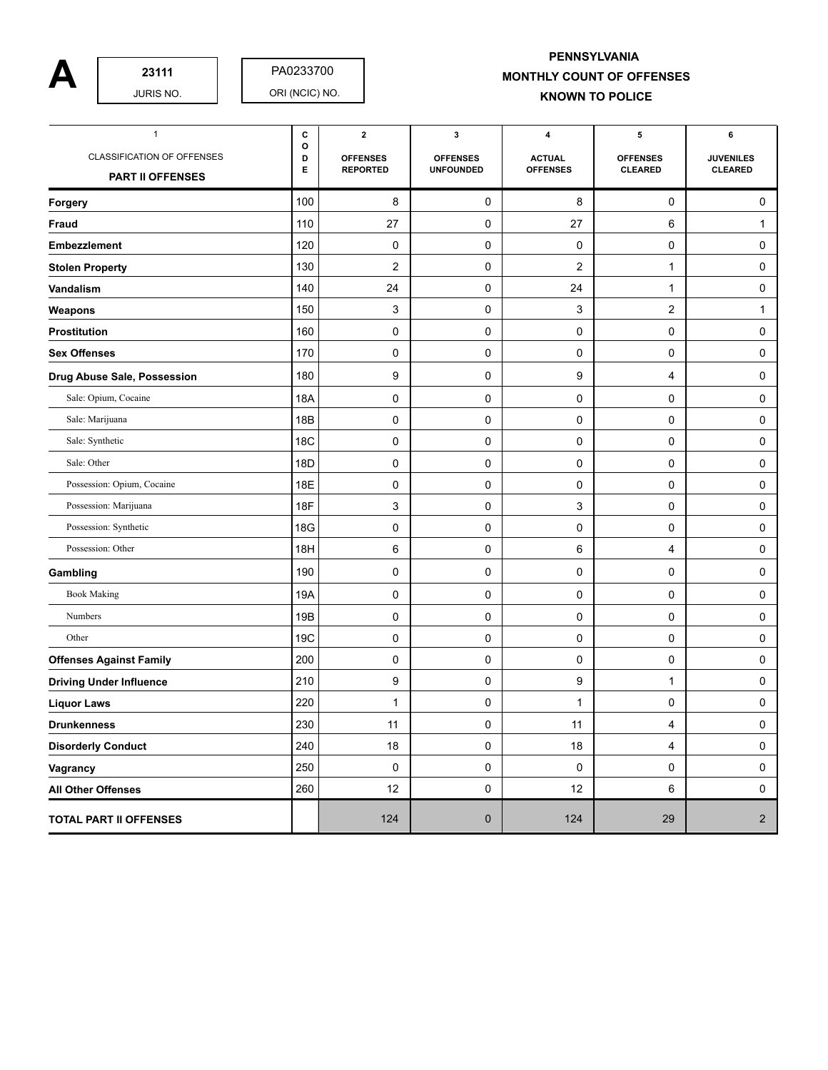**A**

| 23111 |
|---|
| JURIS NO. |

| PA0233700 |
|---|
| ORI (NCIC) NO. |

**PENNSYLVANIA**
**MONTHLY COUNT OF OFFENSES**
**KNOWN TO POLICE**

| 1<br>CLASSIFICATION OF OFFENSES<br>**PART II OFFENSES** | CODE | 2<br>OFFENSES REPORTED | 3<br>OFFENSES UNFOUNDED | 4<br>ACTUAL OFFENSES | 5<br>OFFENSES CLEARED | 6<br>JUVENILES CLEARED |
|---|---|---|---|---|---|---|
| **Forgery** | 100 | 8 | 0 | 8 | 0 | 0 |
| **Fraud** | 110 | 27 | 0 | 27 | 6 | 1 |
| **Embezzlement** | 120 | 0 | 0 | 0 | 0 | 0 |
| **Stolen Property** | 130 | 2 | 0 | 2 | 1 | 0 |
| **Vandalism** | 140 | 24 | 0 | 24 | 1 | 0 |
| **Weapons** | 150 | 3 | 0 | 3 | 2 | 1 |
| **Prostitution** | 160 | 0 | 0 | 0 | 0 | 0 |
| **Sex Offenses** | 170 | 0 | 0 | 0 | 0 | 0 |
| **Drug Abuse Sale, Possession** | 180 | 9 | 0 | 9 | 4 | 0 |
| Sale: Opium, Cocaine | 18A | 0 | 0 | 0 | 0 | 0 |
| Sale: Marijuana | 18B | 0 | 0 | 0 | 0 | 0 |
| Sale: Synthetic | 18C | 0 | 0 | 0 | 0 | 0 |
| Sale: Other | 18D | 0 | 0 | 0 | 0 | 0 |
| Possession: Opium, Cocaine | 18E | 0 | 0 | 0 | 0 | 0 |
| Possession: Marijuana | 18F | 3 | 0 | 3 | 0 | 0 |
| Possession: Synthetic | 18G | 0 | 0 | 0 | 0 | 0 |
| Possession: Other | 18H | 6 | 0 | 6 | 4 | 0 |
| **Gambling** | 190 | 0 | 0 | 0 | 0 | 0 |
| Book Making | 19A | 0 | 0 | 0 | 0 | 0 |
| Numbers | 19B | 0 | 0 | 0 | 0 | 0 |
| Other | 19C | 0 | 0 | 0 | 0 | 0 |
| **Offenses Against Family** | 200 | 0 | 0 | 0 | 0 | 0 |
| **Driving Under Influence** | 210 | 9 | 0 | 9 | 1 | 0 |
| **Liquor Laws** | 220 | 1 | 0 | 1 | 0 | 0 |
| **Drunkenness** | 230 | 11 | 0 | 11 | 4 | 0 |
| **Disorderly Conduct** | 240 | 18 | 0 | 18 | 4 | 0 |
| **Vagrancy** | 250 | 0 | 0 | 0 | 0 | 0 |
| **All Other Offenses** | 260 | 12 | 0 | 12 | 6 | 0 |
| **TOTAL PART II OFFENSES** | | 124 | 0 | 124 | 29 | 2 |